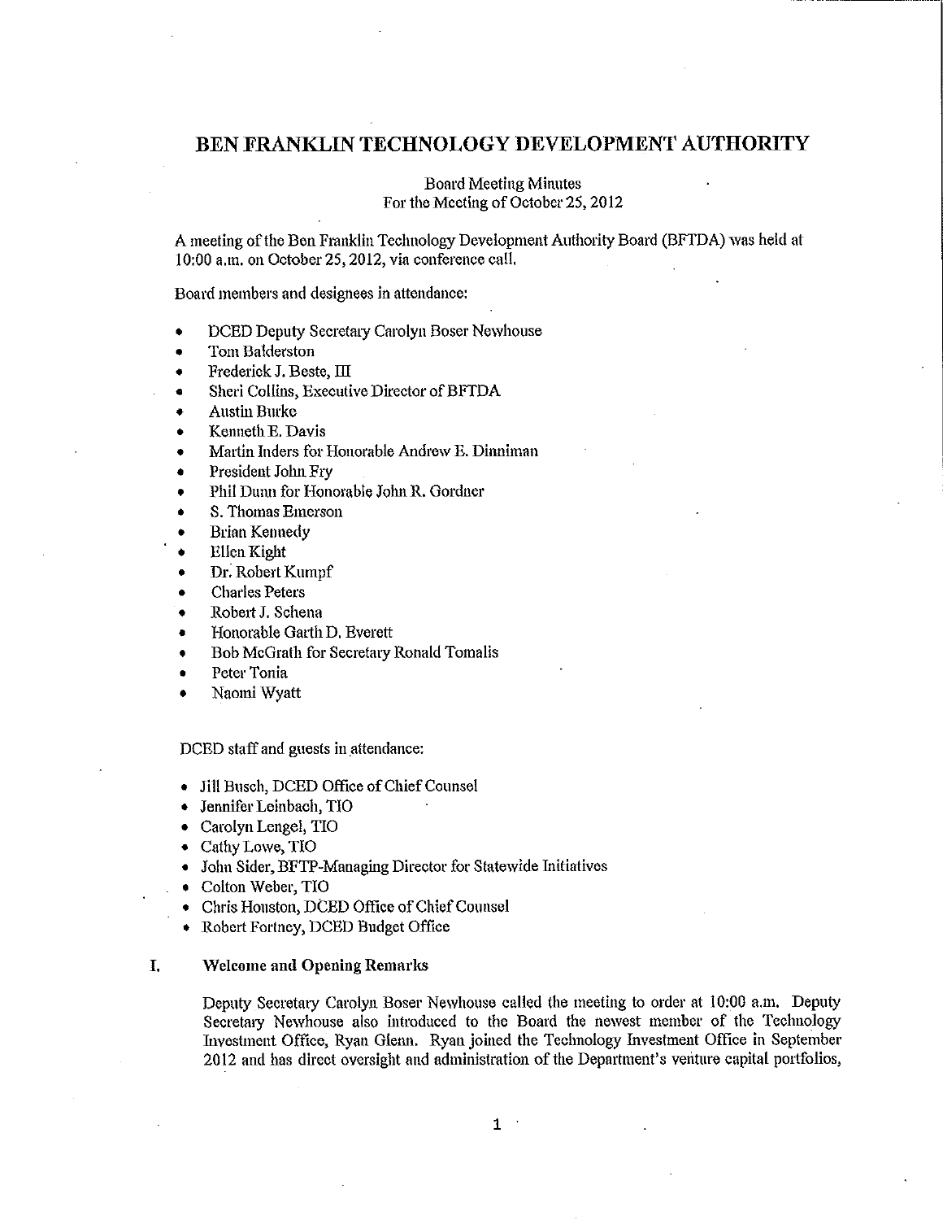# BEN FRANKLIN TECHNOLOGY DEVELOPMENT AUTHORITY

Board Meeting Minutes
For the Meeting of October 25, 2012

A meeting of the Ben Franklin Technology Development Authority Board (BFTDA) was held at 10:00 a.m. on October 25, 2012, via conference call.

Board members and designees in attendance:

- DCED Deputy Secretary Carolyn Boser Newhouse
- Tom Balderston
- Frederick J. Beste, III
- Sheri Collins, Executive Director of BFTDA
- Austin Burke
- Kenneth E. Davis
- Martin Inders for Honorable Andrew E. Dinniman
- President John Fry
- Phil Dunn for Honorable John R. Gordner
- S. Thomas Emerson
- Brian Kennedy
- Ellen Kight
- Dr. Robert Kumpf
- Charles Peters
- Robert J. Schena
- Honorable Garth D. Everett
- Bob McGrath for Secretary Ronald Tomalis
- Peter Tonia
- Naomi Wyatt

DCED staff and guests in attendance:

- Jill Busch, DCED Office of Chief Counsel
- Jennifer Leinbach, TIO
- Carolyn Lengel, TIO
- Cathy Lowe, TIO
- John Sider, BFTP-Managing Director for Statewide Initiatives
- Colton Weber, TIO
- Chris Houston, DCED Office of Chief Counsel
- Robert Fortney, DCED Budget Office

## I. Welcome and Opening Remarks

Deputy Secretary Carolyn Boser Newhouse called the meeting to order at 10:00 a.m. Deputy Secretary Newhouse also introduced to the Board the newest member of the Technology Investment Office, Ryan Glenn. Ryan joined the Technology Investment Office in September 2012 and has direct oversight and administration of the Department's venture capital portfolios,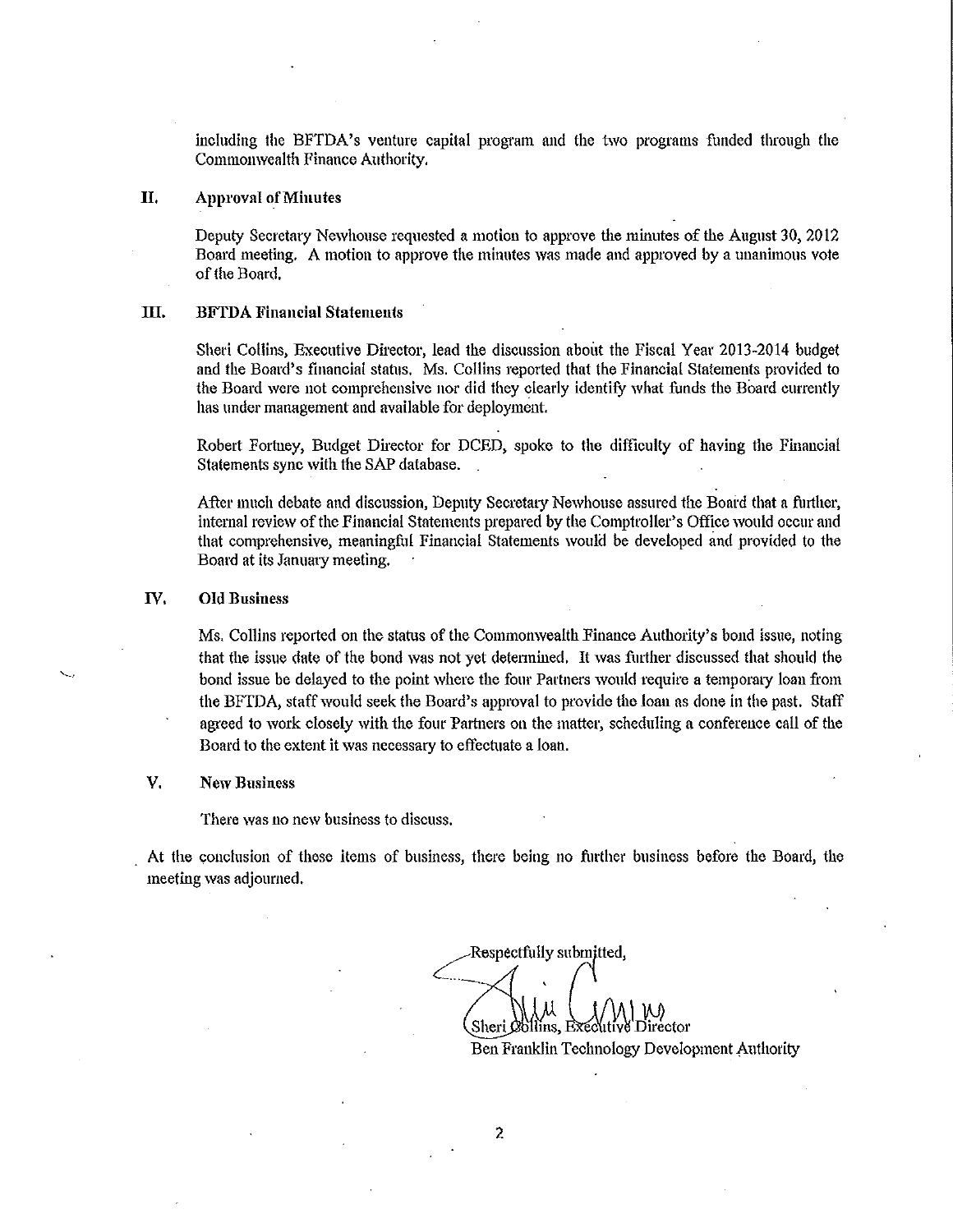including the BFTDA's venture capital program and the two programs funded through the Commonwealth Finance Authority.

## II. Approval of Minutes

Deputy Secretary Newhouse requested a motion to approve the minutes of the August 30, 2012 Board meeting. A motion to approve the minutes was made and approved by a unanimous vote of the Board.

## III. BFTDA Financial Statements

Sheri Collins, Executive Director, lead the discussion about the Fiscal Year 2013-2014 budget and the Board's financial status. Ms. Collins reported that the Financial Statements provided to the Board were not comprehensive nor did they clearly identify what funds the Board currently has under management and available for deployment.

Robert Fortney, Budget Director for DCED, spoke to the difficulty of having the Financial Statements sync with the SAP database.

After much debate and discussion, Deputy Secretary Newhouse assured the Board that a further, internal review of the Financial Statements prepared by the Comptroller's Office would occur and that comprehensive, meaningful Financial Statements would be developed and provided to the Board at its January meeting.

## IV. Old Business

Ms. Collins reported on the status of the Commonwealth Finance Authority's bond issue, noting that the issue date of the bond was not yet determined. It was further discussed that should the bond issue be delayed to the point where the four Partners would require a temporary loan from the BFTDA, staff would seek the Board's approval to provide the loan as done in the past. Staff agreed to work closely with the four Partners on the matter, scheduling a conference call of the Board to the extent it was necessary to effectuate a loan.

## V. New Business

There was no new business to discuss.

At the conclusion of these items of business, there being no further business before the Board, the meeting was adjourned.

Respectfully submitted,

Sheri Collins, Executive Director
Ben Franklin Technology Development Authority